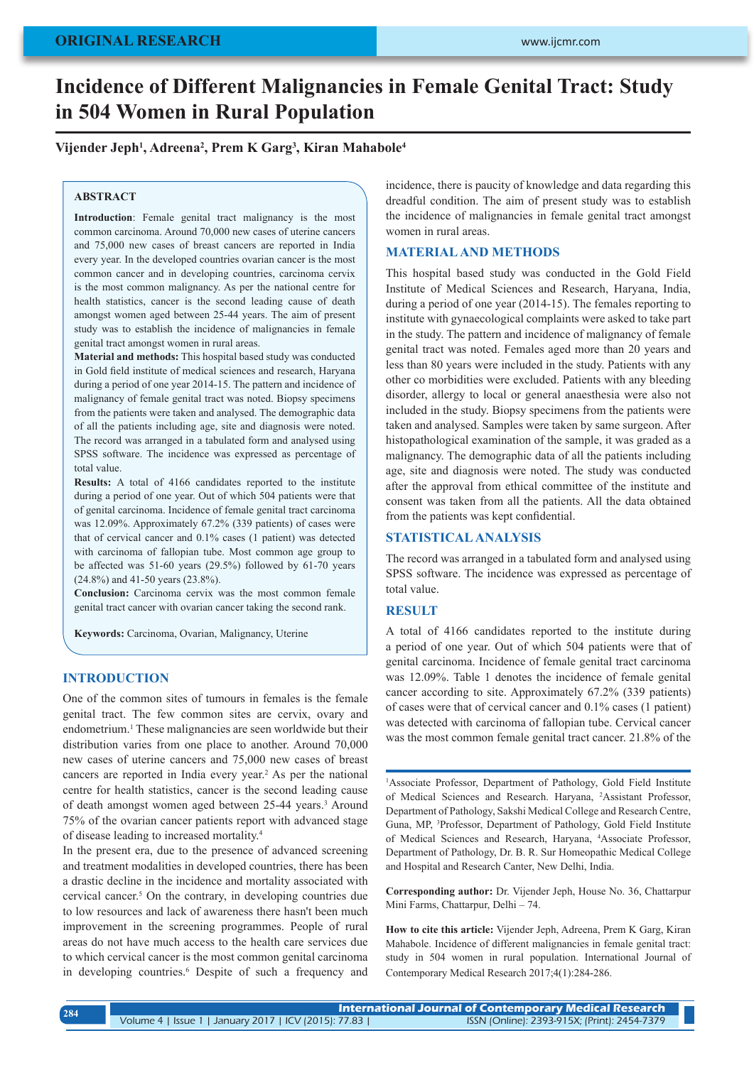ORIGINAL RESEARCH

# Incidence of Different Malignancies in Female Genital Tract: Study in 504 Women in Rural Population

**Vijender Jeph[1], Adreena[2], Prem K Garg[3], Kiran Mahabole[4]**

## ABSTRACT

**Introduction**: Female genital tract malignancy is the most common carcinoma. Around 70,000 new cases of uterine cancers and 75,000 new cases of breast cancers are reported in India every year. In the developed countries ovarian cancer is the most common cancer and in developing countries, carcinoma cervix is the most common malignancy. As per the national centre for health statistics, cancer is the second leading cause of death amongst women aged between 25-44 years. The aim of present study was to establish the incidence of malignancies in female genital tract amongst women in rural areas.

**Material and methods:** This hospital based study was conducted in Gold field institute of medical sciences and research, Haryana during a period of one year 2014-15. The pattern and incidence of malignancy of female genital tract was noted. Biopsy specimens from the patients were taken and analysed. The demographic data of all the patients including age, site and diagnosis were noted. The record was arranged in a tabulated form and analysed using SPSS software. The incidence was expressed as percentage of total value.

**Results:** A total of 4166 candidates reported to the institute during a period of one year. Out of which 504 patients were that of genital carcinoma. Incidence of female genital tract carcinoma was 12.09%. Approximately 67.2% (339 patients) of cases were that of cervical cancer and 0.1% cases (1 patient) was detected with carcinoma of fallopian tube. Most common age group to be affected was 51-60 years (29.5%) followed by 61-70 years (24.8%) and 41-50 years (23.8%).

**Conclusion:** Carcinoma cervix was the most common female genital tract cancer with ovarian cancer taking the second rank.

**Keywords:** Carcinoma, Ovarian, Malignancy, Uterine

## INTRODUCTION

One of the common sites of tumours in females is the female genital tract. The few common sites are cervix, ovary and endometrium.[1] These malignancies are seen worldwide but their distribution varies from one place to another. Around 70,000 new cases of uterine cancers and 75,000 new cases of breast cancers are reported in India every year.[2] As per the national centre for health statistics, cancer is the second leading cause of death amongst women aged between 25-44 years.[3] Around 75% of the ovarian cancer patients report with advanced stage of disease leading to increased mortality.[4]

In the present era, due to the presence of advanced screening and treatment modalities in developed countries, there has been a drastic decline in the incidence and mortality associated with cervical cancer.[5] On the contrary, in developing countries due to low resources and lack of awareness there hasn't been much improvement in the screening programmes. People of rural areas do not have much access to the health care services due to which cervical cancer is the most common genital carcinoma in developing countries.[6] Despite of such a frequency and incidence, there is paucity of knowledge and data regarding this dreadful condition. The aim of present study was to establish the incidence of malignancies in female genital tract amongst women in rural areas.

## MATERIAL AND METHODS

This hospital based study was conducted in the Gold Field Institute of Medical Sciences and Research, Haryana, India, during a period of one year (2014-15). The females reporting to institute with gynaecological complaints were asked to take part in the study. The pattern and incidence of malignancy of female genital tract was noted. Females aged more than 20 years and less than 80 years were included in the study. Patients with any other co morbidities were excluded. Patients with any bleeding disorder, allergy to local or general anaesthesia were also not included in the study. Biopsy specimens from the patients were taken and analysed. Samples were taken by same surgeon. After histopathological examination of the sample, it was graded as a malignancy. The demographic data of all the patients including age, site and diagnosis were noted. The study was conducted after the approval from ethical committee of the institute and consent was taken from all the patients. All the data obtained from the patients was kept confidential.

## STATISTICAL ANALYSIS

The record was arranged in a tabulated form and analysed using SPSS software. The incidence was expressed as percentage of total value.

## RESULT

A total of 4166 candidates reported to the institute during a period of one year. Out of which 504 patients were that of genital carcinoma. Incidence of female genital tract carcinoma was 12.09%. Table 1 denotes the incidence of female genital cancer according to site. Approximately 67.2% (339 patients) of cases were that of cervical cancer and 0.1% cases (1 patient) was detected with carcinoma of fallopian tube. Cervical cancer was the most common female genital tract cancer. 21.8% of the

[1]Associate Professor, Department of Pathology, Gold Field Institute of Medical Sciences and Research. Haryana, [2]Assistant Professor, Department of Pathology, Sakshi Medical College and Research Centre, Guna, MP, [3]Professor, Department of Pathology, Gold Field Institute of Medical Sciences and Research, Haryana, [4]Associate Professor, Department of Pathology, Dr. B. R. Sur Homeopathic Medical College and Hospital and Research Canter, New Delhi, India.

**Corresponding author:** Dr. Vijender Jeph, House No. 36, Chattarpur Mini Farms, Chattarpur, Delhi – 74.

**How to cite this article:** Vijender Jeph, Adreena, Prem K Garg, Kiran Mahabole. Incidence of different malignancies in female genital tract: study in 504 women in rural population. International Journal of Contemporary Medical Research 2017;4(1):284-286.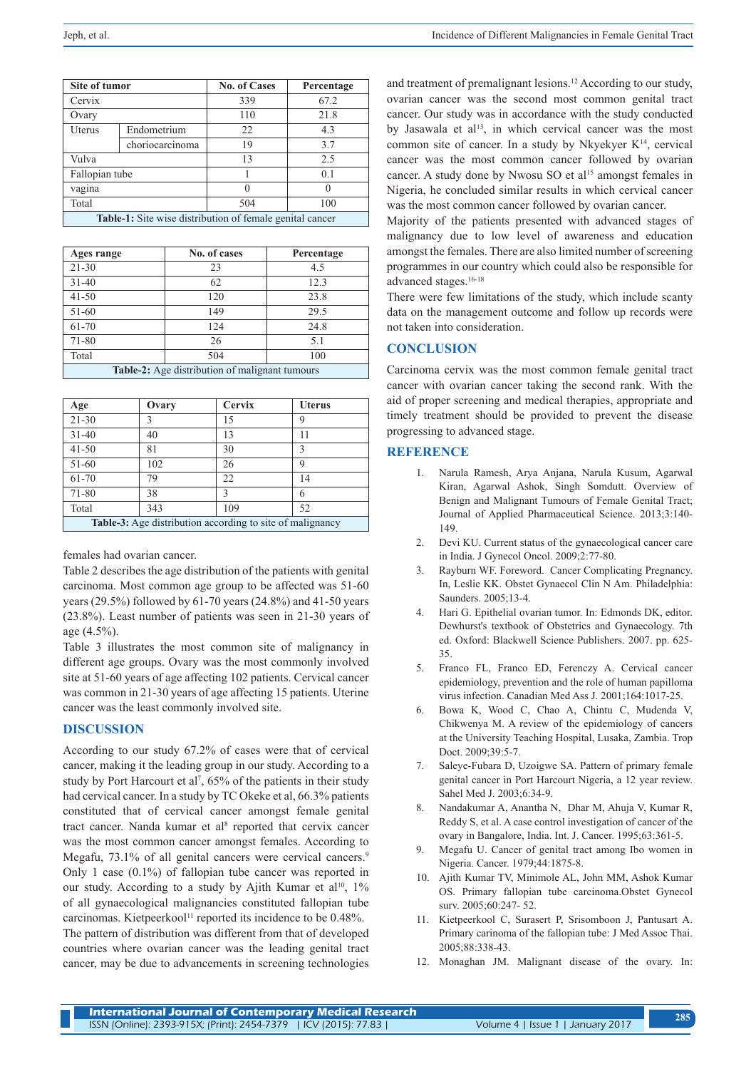| Site of tumor | | No. of Cases | Percentage |
|---|---|---|---|
| Cervix | | 339 | 67.2 |
| Ovary | | 110 | 21.8 |
| Uterus | Endometrium | 22 | 4.3 |
| | choriocarcinoma | 19 | 3.7 |
| Vulva | | 13 | 2.5 |
| Fallopian tube | | 1 | 0.1 |
| vagina | | 0 | 0 |
| Total | | 504 | 100 |

**Table-1:** Site wise distribution of female genital cancer

| Ages range | No. of cases | Percentage |
|---|---|---|
| 21-30 | 23 | 4.5 |
| 31-40 | 62 | 12.3 |
| 41-50 | 120 | 23.8 |
| 51-60 | 149 | 29.5 |
| 61-70 | 124 | 24.8 |
| 71-80 | 26 | 5.1 |
| Total | 504 | 100 |

**Table-2:** Age distribution of malignant tumours

| Age | Ovary | Cervix | Uterus |
|---|---|---|---|
| 21-30 | 3 | 15 | 9 |
| 31-40 | 40 | 13 | 11 |
| 41-50 | 81 | 30 | 3 |
| 51-60 | 102 | 26 | 9 |
| 61-70 | 79 | 22 | 14 |
| 71-80 | 38 | 3 | 6 |
| Total | 343 | 109 | 52 |

**Table-3:** Age distribution according to site of malignancy

females had ovarian cancer.

Table 2 describes the age distribution of the patients with genital carcinoma. Most common age group to be affected was 51-60 years (29.5%) followed by 61-70 years (24.8%) and 41-50 years (23.8%). Least number of patients was seen in 21-30 years of age (4.5%).

Table 3 illustrates the most common site of malignancy in different age groups. Ovary was the most commonly involved site at 51-60 years of age affecting 102 patients. Cervical cancer was common in 21-30 years of age affecting 15 patients. Uterine cancer was the least commonly involved site.

## DISCUSSION

According to our study 67.2% of cases were that of cervical cancer, making it the leading group in our study. According to a study by Port Harcourt et al[7], 65% of the patients in their study had cervical cancer. In a study by TC Okeke et al, 66.3% patients constituted that of cervical cancer amongst female genital tract cancer. Nanda kumar et al[8] reported that cervix cancer was the most common cancer amongst females. According to Megafu, 73.1% of all genital cancers were cervical cancers.[9] Only 1 case (0.1%) of fallopian tube cancer was reported in our study. According to a study by Ajith Kumar et al[10], 1% of all gynaecological malignancies constituted fallopian tube carcinomas. Kietpeerkool[11] reported its incidence to be 0.48%.

The pattern of distribution was different from that of developed countries where ovarian cancer was the leading genital tract cancer, may be due to advancements in screening technologies and treatment of premalignant lesions.[12] According to our study, ovarian cancer was the second most common genital tract cancer. Our study was in accordance with the study conducted by Jasawala et al[13], in which cervical cancer was the most common site of cancer. In a study by Nkyekyer K[14], cervical cancer was the most common cancer followed by ovarian cancer. A study done by Nwosu SO et al[15] amongst females in Nigeria, he concluded similar results in which cervical cancer was the most common cancer followed by ovarian cancer.

Majority of the patients presented with advanced stages of malignancy due to low level of awareness and education amongst the females. There are also limited number of screening programmes in our country which could also be responsible for advanced stages.[16-18]

There were few limitations of the study, which include scanty data on the management outcome and follow up records were not taken into consideration.

## CONCLUSION

Carcinoma cervix was the most common female genital tract cancer with ovarian cancer taking the second rank. With the aid of proper screening and medical therapies, appropriate and timely treatment should be provided to prevent the disease progressing to advanced stage.

## REFERENCE

1. Narula Ramesh, Arya Anjana, Narula Kusum, Agarwal Kiran, Agarwal Ashok, Singh Somdutt. Overview of Benign and Malignant Tumours of Female Genital Tract; Journal of Applied Pharmaceutical Science. 2013;3:140-149.
2. Devi KU. Current status of the gynaecological cancer care in India. J Gynecol Oncol. 2009;2:77-80.
3. Rayburn WF. Foreword. Cancer Complicating Pregnancy. In, Leslie KK. Obstet Gynaecol Clin N Am. Philadelphia: Saunders. 2005;13-4.
4. Hari G. Epithelial ovarian tumor. In: Edmonds DK, editor. Dewhurst's textbook of Obstetrics and Gynaecology. 7th ed. Oxford: Blackwell Science Publishers. 2007. pp. 625-35.
5. Franco FL, Franco ED, Ferenczy A. Cervical cancer epidemiology, prevention and the role of human papilloma virus infection. Canadian Med Ass J. 2001;164:1017-25.
6. Bowa K, Wood C, Chao A, Chintu C, Mudenda V, Chikwenya M. A review of the epidemiology of cancers at the University Teaching Hospital, Lusaka, Zambia. Trop Doct. 2009;39:5-7.
7. Saleye-Fubara D, Uzoigwe SA. Pattern of primary female genital cancer in Port Harcourt Nigeria, a 12 year review. Sahel Med J. 2003;6:34-9.
8. Nandakumar A, Anantha N, Dhar M, Ahuja V, Kumar R, Reddy S, et al. A case control investigation of cancer of the ovary in Bangalore, India. Int. J. Cancer. 1995;63:361-5.
9. Megafu U. Cancer of genital tract among Ibo women in Nigeria. Cancer. 1979;44:1875-8.
10. Ajith Kumar TV, Minimole AL, John MM, Ashok Kumar OS. Primary fallopian tube carcinoma.Obstet Gynecol surv. 2005;60:247- 52.
11. Kietpeerkool C, Surasert P, Srisomboon J, Pantusart A. Primary carinoma of the fallopian tube: J Med Assoc Thai. 2005;88:338-43.
12. Monaghan JM. Malignant disease of the ovary. In: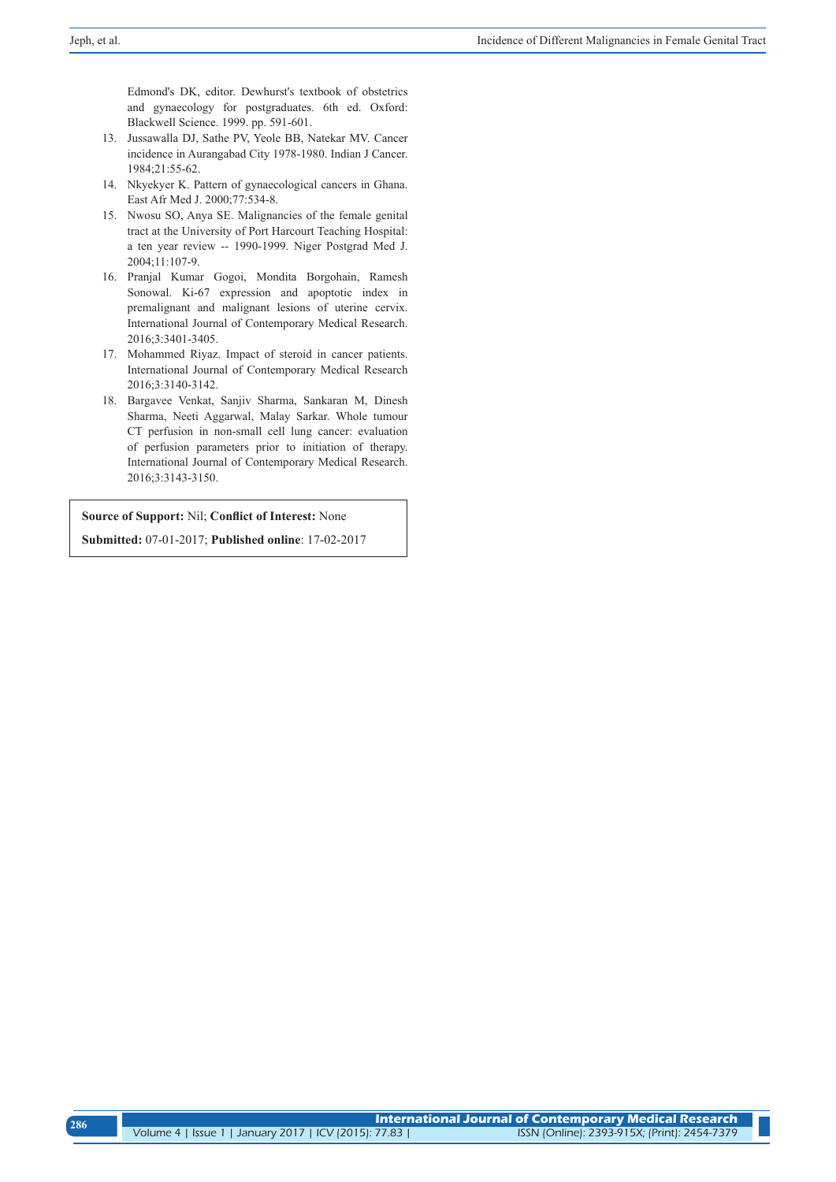Edmond's DK, editor. Dewhurst's textbook of obstetrics and gynaecology for postgraduates. 6th ed. Oxford: Blackwell Science. 1999. pp. 591-601.

13. Jussawalla DJ, Sathe PV, Yeole BB, Natekar MV. Cancer incidence in Aurangabad City 1978-1980. Indian J Cancer. 1984;21:55-62.
14. Nkyekyer K. Pattern of gynaecological cancers in Ghana. East Afr Med J. 2000;77:534-8.
15. Nwosu SO, Anya SE. Malignancies of the female genital tract at the University of Port Harcourt Teaching Hospital: a ten year review -- 1990-1999. Niger Postgrad Med J. 2004;11:107-9.
16. Pranjal Kumar Gogoi, Mondita Borgohain, Ramesh Sonowal. Ki-67 expression and apoptotic index in premalignant and malignant lesions of uterine cervix. International Journal of Contemporary Medical Research. 2016;3:3401-3405.
17. Mohammed Riyaz. Impact of steroid in cancer patients. International Journal of Contemporary Medical Research 2016;3:3140-3142.
18. Bargavee Venkat, Sanjiv Sharma, Sankaran M, Dinesh Sharma, Neeti Aggarwal, Malay Sarkar. Whole tumour CT perfusion in non-small cell lung cancer: evaluation of perfusion parameters prior to initiation of therapy. International Journal of Contemporary Medical Research. 2016;3:3143-3150.

**Source of Support:** Nil; **Conflict of Interest:** None

**Submitted:** 07-01-2017; **Published online**: 17-02-2017